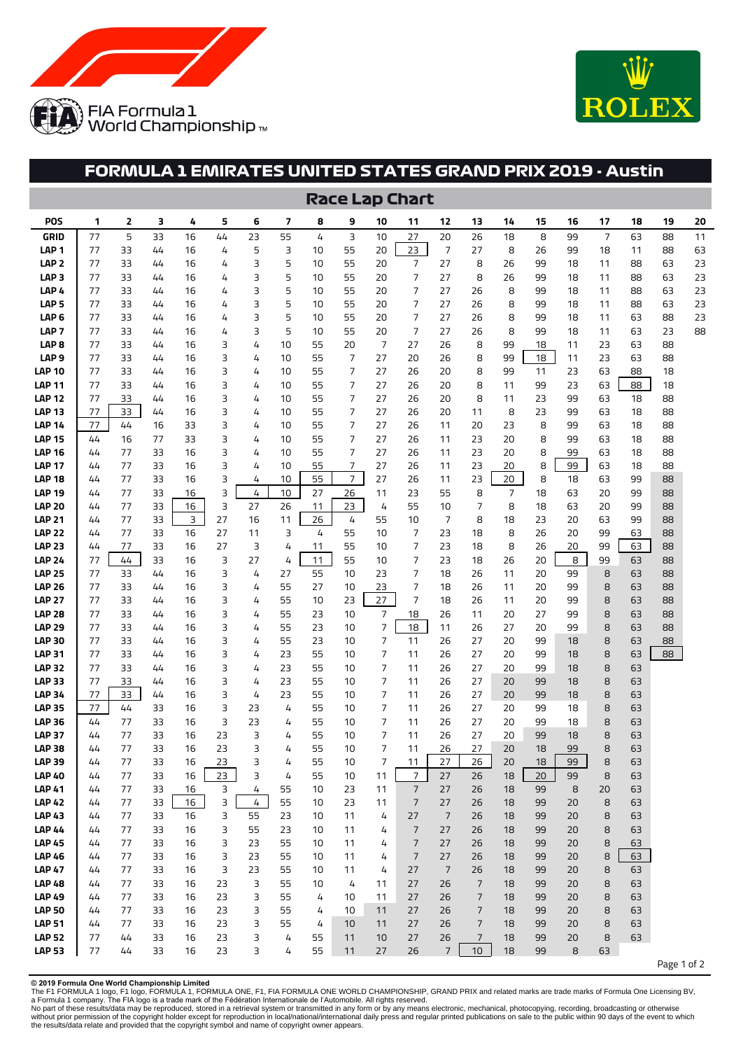FIA Formula 1 World Championship™

ROLEX

# FORMULA 1 EMIRATES UNITED STATES GRAND PRIX 2019 - Austin

## Race Lap Chart

| POS | 1 | 2 | 3 | 4 | 5 | 6 | 7 | 8 | 9 | 10 | 11 | 12 | 13 | 14 | 15 | 16 | 17 | 18 | 19 | 20 |
|---|---|---|---|---|---|---|---|---|---|---|---|---|---|---|---|---|---|---|---|---|
| GRID | 77 | 5 | 33 | 16 | 44 | 23 | 55 | 4 | 3 | 10 | 27 | 20 | 26 | 18 | 8 | 99 | 7 | 63 | 88 | 11 |
| LAP 1 | 77 | 33 | 44 | 16 | 4 | 5 | 3 | 10 | 55 | 20 | 23 | 7 | 27 | 8 | 26 | 99 | 18 | 11 | 88 | 63 |
| LAP 2 | 77 | 33 | 44 | 16 | 4 | 3 | 5 | 10 | 55 | 20 | 7 | 27 | 8 | 26 | 99 | 18 | 11 | 88 | 63 | 23 |
| LAP 3 | 77 | 33 | 44 | 16 | 4 | 3 | 5 | 10 | 55 | 20 | 7 | 27 | 8 | 26 | 99 | 18 | 11 | 88 | 63 | 23 |
| LAP 4 | 77 | 33 | 44 | 16 | 4 | 3 | 5 | 10 | 55 | 20 | 7 | 27 | 26 | 8 | 99 | 18 | 11 | 88 | 63 | 23 |
| LAP 5 | 77 | 33 | 44 | 16 | 4 | 3 | 5 | 10 | 55 | 20 | 7 | 27 | 26 | 8 | 99 | 18 | 11 | 88 | 63 | 23 |
| LAP 6 | 77 | 33 | 44 | 16 | 4 | 3 | 5 | 10 | 55 | 20 | 7 | 27 | 26 | 8 | 99 | 18 | 11 | 63 | 88 | 23 |
| LAP 7 | 77 | 33 | 44 | 16 | 4 | 3 | 5 | 10 | 55 | 20 | 7 | 27 | 26 | 8 | 99 | 18 | 11 | 63 | 23 | 88 |
| LAP 8 | 77 | 33 | 44 | 16 | 3 | 4 | 10 | 55 | 20 | 7 | 27 | 26 | 8 | 99 | 18 | 11 | 23 | 63 | 88 | |
| LAP 9 | 77 | 33 | 44 | 16 | 3 | 4 | 10 | 55 | 7 | 27 | 20 | 26 | 8 | 99 | 18 | 11 | 23 | 63 | 88 | |
| LAP 10 | 77 | 33 | 44 | 16 | 3 | 4 | 10 | 55 | 7 | 27 | 26 | 20 | 8 | 99 | 11 | 23 | 63 | 88 | 18 | |
| LAP 11 | 77 | 33 | 44 | 16 | 3 | 4 | 10 | 55 | 7 | 27 | 26 | 20 | 8 | 11 | 99 | 23 | 63 | 88 | 18 | |
| LAP 12 | 77 | 33 | 44 | 16 | 3 | 4 | 10 | 55 | 7 | 27 | 26 | 20 | 8 | 11 | 23 | 99 | 63 | 18 | 88 | |
| LAP 13 | 77 | 33 | 44 | 16 | 3 | 4 | 10 | 55 | 7 | 27 | 26 | 20 | 11 | 8 | 23 | 99 | 63 | 18 | 88 | |
| LAP 14 | 77 | 44 | 16 | 33 | 3 | 4 | 10 | 55 | 7 | 27 | 26 | 11 | 20 | 23 | 8 | 99 | 63 | 18 | 88 | |
| LAP 15 | 44 | 16 | 77 | 33 | 3 | 4 | 10 | 55 | 7 | 27 | 26 | 11 | 23 | 20 | 8 | 99 | 63 | 18 | 88 | |
| LAP 16 | 44 | 77 | 33 | 16 | 3 | 4 | 10 | 55 | 7 | 27 | 26 | 11 | 23 | 20 | 8 | 99 | 63 | 18 | 88 | |
| LAP 17 | 44 | 77 | 33 | 16 | 3 | 4 | 10 | 55 | 7 | 27 | 26 | 11 | 23 | 20 | 8 | 99 | 63 | 18 | 88 | |
| LAP 18 | 44 | 77 | 33 | 16 | 3 | 4 | 10 | 55 | 7 | 27 | 26 | 11 | 23 | 20 | 8 | 18 | 63 | 99 | 88 | |
| LAP 19 | 44 | 77 | 33 | 16 | 3 | 4 | 10 | 27 | 26 | 11 | 23 | 55 | 8 | 7 | 18 | 63 | 20 | 99 | 88 | |
| LAP 20 | 44 | 77 | 33 | 16 | 3 | 27 | 26 | 11 | 23 | 4 | 55 | 10 | 7 | 8 | 18 | 63 | 20 | 99 | 88 | |
| LAP 21 | 44 | 77 | 33 | 3 | 27 | 16 | 11 | 26 | 4 | 55 | 10 | 7 | 8 | 18 | 23 | 20 | 63 | 99 | 88 | |
| LAP 22 | 44 | 77 | 33 | 16 | 27 | 11 | 3 | 4 | 55 | 10 | 7 | 23 | 18 | 8 | 26 | 20 | 99 | 63 | 88 | |
| LAP 23 | 44 | 77 | 33 | 16 | 27 | 3 | 4 | 11 | 55 | 10 | 7 | 23 | 18 | 8 | 26 | 20 | 99 | 63 | 88 | |
| LAP 24 | 77 | 44 | 33 | 16 | 3 | 27 | 4 | 11 | 55 | 10 | 7 | 23 | 18 | 26 | 20 | 8 | 99 | 63 | 88 | |
| LAP 25 | 77 | 33 | 44 | 16 | 3 | 4 | 27 | 55 | 10 | 23 | 7 | 18 | 26 | 11 | 20 | 99 | 8 | 63 | 88 | |
| LAP 26 | 77 | 33 | 44 | 16 | 3 | 4 | 55 | 27 | 10 | 23 | 7 | 18 | 26 | 11 | 20 | 99 | 8 | 63 | 88 | |
| LAP 27 | 77 | 33 | 44 | 16 | 3 | 4 | 55 | 10 | 23 | 27 | 7 | 18 | 26 | 11 | 20 | 99 | 8 | 63 | 88 | |
| LAP 28 | 77 | 33 | 44 | 16 | 3 | 4 | 55 | 23 | 10 | 7 | 18 | 26 | 11 | 20 | 27 | 99 | 8 | 63 | 88 | |
| LAP 29 | 77 | 33 | 44 | 16 | 3 | 4 | 55 | 23 | 10 | 7 | 18 | 11 | 26 | 27 | 20 | 99 | 8 | 63 | 88 | |
| LAP 30 | 77 | 33 | 44 | 16 | 3 | 4 | 55 | 23 | 10 | 7 | 11 | 26 | 27 | 20 | 99 | 18 | 8 | 63 | 88 | |
| LAP 31 | 77 | 33 | 44 | 16 | 3 | 4 | 23 | 55 | 10 | 7 | 11 | 26 | 27 | 20 | 99 | 18 | 8 | 63 | 88 | |
| LAP 32 | 77 | 33 | 44 | 16 | 3 | 4 | 23 | 55 | 10 | 7 | 11 | 26 | 27 | 20 | 99 | 18 | 8 | 63 | | |
| LAP 33 | 77 | 33 | 44 | 16 | 3 | 4 | 23 | 55 | 10 | 7 | 11 | 26 | 27 | 20 | 99 | 18 | 8 | 63 | | |
| LAP 34 | 77 | 33 | 44 | 16 | 3 | 4 | 23 | 55 | 10 | 7 | 11 | 26 | 27 | 20 | 99 | 18 | 8 | 63 | | |
| LAP 35 | 77 | 44 | 33 | 16 | 3 | 23 | 4 | 55 | 10 | 7 | 11 | 26 | 27 | 20 | 99 | 18 | 8 | 63 | | |
| LAP 36 | 44 | 77 | 33 | 16 | 3 | 23 | 4 | 55 | 10 | 7 | 11 | 26 | 27 | 20 | 99 | 18 | 8 | 63 | | |
| LAP 37 | 44 | 77 | 33 | 16 | 23 | 3 | 4 | 55 | 10 | 7 | 11 | 26 | 27 | 20 | 99 | 18 | 8 | 63 | | |
| LAP 38 | 44 | 77 | 33 | 16 | 23 | 3 | 4 | 55 | 10 | 7 | 11 | 26 | 27 | 20 | 18 | 99 | 8 | 63 | | |
| LAP 39 | 44 | 77 | 33 | 16 | 23 | 3 | 4 | 55 | 10 | 7 | 11 | 27 | 26 | 20 | 18 | 99 | 8 | 63 | | |
| LAP 40 | 44 | 77 | 33 | 16 | 23 | 3 | 4 | 55 | 10 | 11 | 7 | 27 | 26 | 18 | 20 | 99 | 8 | 63 | | |
| LAP 41 | 44 | 77 | 33 | 16 | 3 | 4 | 55 | 10 | 23 | 11 | 7 | 27 | 26 | 18 | 99 | 8 | 20 | 63 | | |
| LAP 42 | 44 | 77 | 33 | 16 | 3 | 4 | 55 | 10 | 23 | 11 | 7 | 27 | 26 | 18 | 99 | 20 | 8 | 63 | | |
| LAP 43 | 44 | 77 | 33 | 16 | 3 | 55 | 23 | 10 | 11 | 4 | 27 | 7 | 26 | 18 | 99 | 20 | 8 | 63 | | |
| LAP 44 | 44 | 77 | 33 | 16 | 3 | 55 | 23 | 10 | 11 | 4 | 7 | 27 | 26 | 18 | 99 | 20 | 8 | 63 | | |
| LAP 45 | 44 | 77 | 33 | 16 | 3 | 23 | 55 | 10 | 11 | 4 | 7 | 27 | 26 | 18 | 99 | 20 | 8 | 63 | | |
| LAP 46 | 44 | 77 | 33 | 16 | 3 | 23 | 55 | 10 | 11 | 4 | 7 | 27 | 26 | 18 | 99 | 20 | 8 | 63 | | |
| LAP 47 | 44 | 77 | 33 | 16 | 3 | 23 | 55 | 10 | 11 | 4 | 27 | 7 | 26 | 18 | 99 | 20 | 8 | 63 | | |
| LAP 48 | 44 | 77 | 33 | 16 | 23 | 3 | 55 | 10 | 4 | 11 | 27 | 26 | 7 | 18 | 99 | 20 | 8 | 63 | | |
| LAP 49 | 44 | 77 | 33 | 16 | 23 | 3 | 55 | 4 | 10 | 11 | 27 | 26 | 7 | 18 | 99 | 20 | 8 | 63 | | |
| LAP 50 | 44 | 77 | 33 | 16 | 23 | 3 | 55 | 4 | 10 | 11 | 27 | 26 | 7 | 18 | 99 | 20 | 8 | 63 | | |
| LAP 51 | 44 | 77 | 33 | 16 | 23 | 3 | 55 | 4 | 10 | 11 | 27 | 26 | 7 | 18 | 99 | 20 | 8 | 63 | | |
| LAP 52 | 77 | 44 | 33 | 16 | 23 | 3 | 4 | 55 | 11 | 10 | 27 | 26 | 7 | 18 | 99 | 20 | 8 | 63 | | |
| LAP 53 | 77 | 44 | 33 | 16 | 23 | 3 | 4 | 55 | 11 | 27 | 26 | 7 | 10 | 18 | 99 | 8 | 63 | | | |

**© 2019 Formula One World Championship Limited**
The F1 FORMULA 1 logo, F1 logo, FORMULA 1, FORMULA ONE, F1, FIA FORMULA ONE WORLD CHAMPIONSHIP, GRAND PRIX and related marks are trade marks of Formula One Licensing BV, a Formula 1 company. The FIA logo is a trade mark of the Fédération Internationale de l'Automobile. All rights reserved.
No part of these results/data may be reproduced, stored in a retrieval system or transmitted in any form or by any means electronic, mechanical, photocopying, recording, broadcasting or otherwise without prior permission of the copyright holder except for reproduction in local/national/international daily press and regular printed publications on sale to the public within 90 days of the event to which the results/data relate and provided that the copyright symbol and name of copyright owner appears.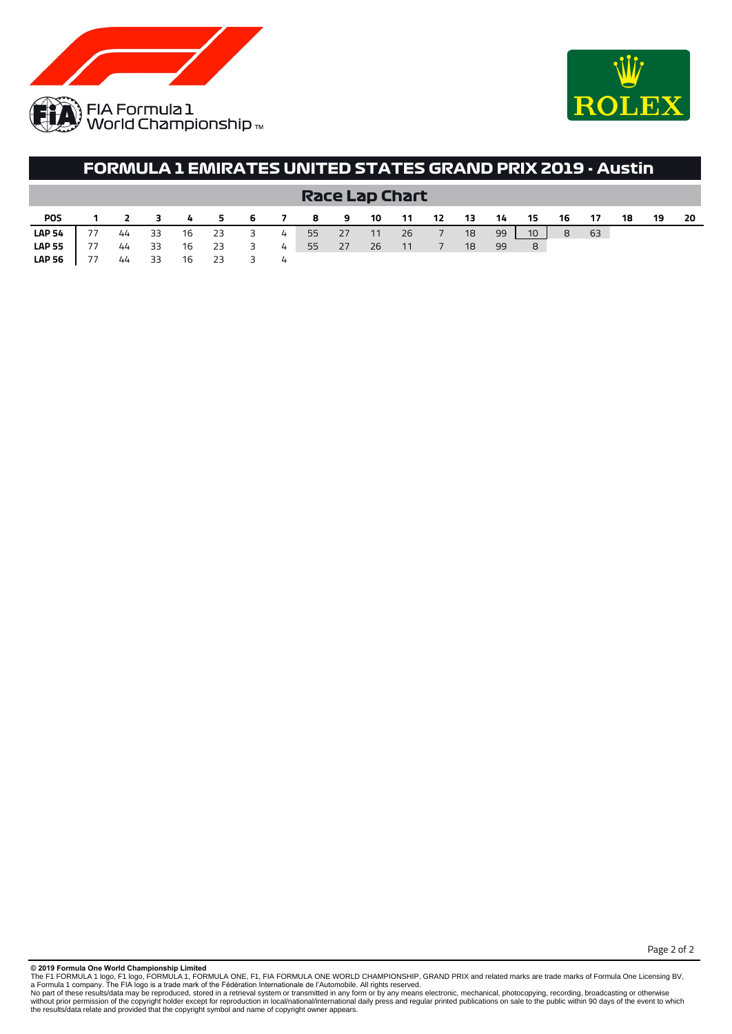FIA Formula 1 World Championship

# FORMULA 1 EMIRATES UNITED STATES GRAND PRIX 2019 - Austin

## Race Lap Chart

| POS | 1 | 2 | 3 | 4 | 5 | 6 | 7 | 8 | 9 | 10 | 11 | 12 | 13 | 14 | 15 | 16 | 17 | 18 | 19 | 20 |
|---|---|---|---|---|---|---|---|---|---|---|---|---|---|---|---|---|---|---|---|---|
| LAP 54 | 77 | 44 | 33 | 16 | 23 | 3 | 4 | 55 | 27 | 11 | 26 | 7 | 18 | 99 | 10 | 8 | 63 | | | |
| LAP 55 | 77 | 44 | 33 | 16 | 23 | 3 | 4 | 55 | 27 | 26 | 11 | 7 | 18 | 99 | 8 | | | | | |
| LAP 56 | 77 | 44 | 33 | 16 | 23 | 3 | 4 | | | | | | | | | | | | | |

**© 2019 Formula One World Championship Limited**
The F1 FORMULA 1 logo, F1 logo, FORMULA 1, FORMULA ONE, F1, FIA FORMULA ONE WORLD CHAMPIONSHIP, GRAND PRIX and related marks are trade marks of Formula One Licensing BV, a Formula 1 company. The FIA logo is a trade mark of the Fédération Internationale de l'Automobile. All rights reserved.
No part of these results/data may be reproduced, stored in a retrieval system or transmitted in any form or by any means electronic, mechanical, photocopying, recording, broadcasting or otherwise without prior permission of the copyright holder except for reproduction in local/national/international daily press and regular printed publications on sale to the public within 90 days of the event to which the results/data relate and provided that the copyright symbol and name of copyright owner appears.